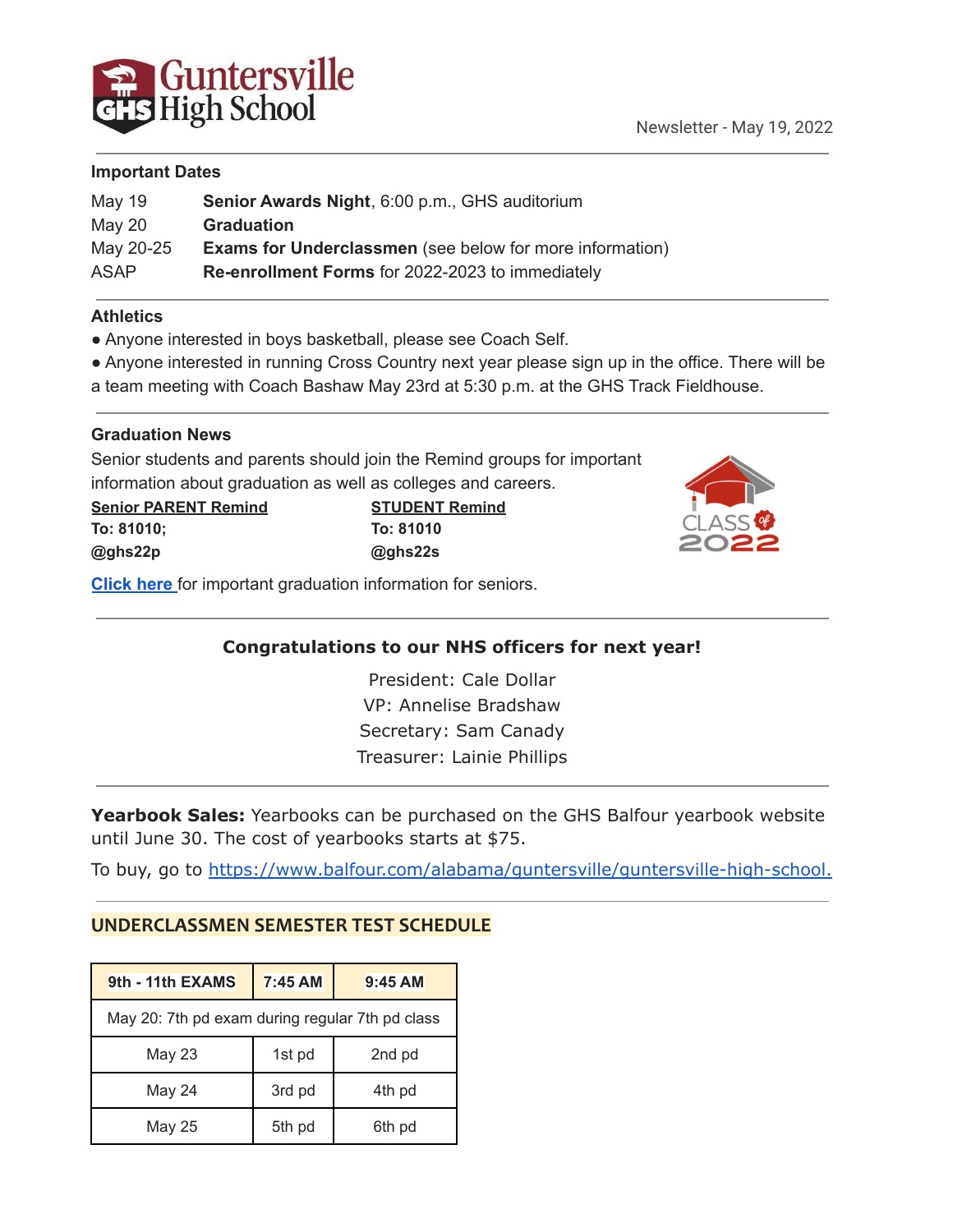# Guntersville High School

Newsletter - May 19, 2022

---

**Important Dates**

| | |
|---|---|
| May 19 | **Senior Awards Night**, 6:00 p.m., GHS auditorium |
| May 20 | **Graduation** |
| May 20-25 | **Exams for Underclassmen** (see below for more information) |
| ASAP | **Re-enrollment Forms** for 2022-2023 to immediately |

---

**Athletics**

- Anyone interested in boys basketball, please see Coach Self.
- Anyone interested in running Cross Country next year please sign up in the office. There will be a team meeting with Coach Bashaw May 23rd at 5:30 p.m. at the GHS Track Fieldhouse.

---

**Graduation News**

Senior students and parents should join the Remind groups for important information about graduation as well as colleges and careers.

**Senior PARENT Remind**
**To: 81010;**
**@ghs22p**

**STUDENT Remind**
**To: 81010**
**@ghs22s**

CLASS of 2022

**Click here** for important graduation information for seniors.

---

**Congratulations to our NHS officers for next year!**

President: Cale Dollar
VP: Annelise Bradshaw
Secretary: Sam Canady
Treasurer: Lainie Phillips

---

**Yearbook Sales:** Yearbooks can be purchased on the GHS Balfour yearbook website until June 30. The cost of yearbooks starts at $75.

To buy, go to https://www.balfour.com/alabama/guntersville/guntersville-high-school.

---

**UNDERCLASSMEN SEMESTER TEST SCHEDULE**

| 9th - 11th EXAMS | 7:45 AM | 9:45 AM |
|---|---|---|
| May 20: 7th pd exam during regular 7th pd class | | |
| May 23 | 1st pd | 2nd pd |
| May 24 | 3rd pd | 4th pd |
| May 25 | 5th pd | 6th pd |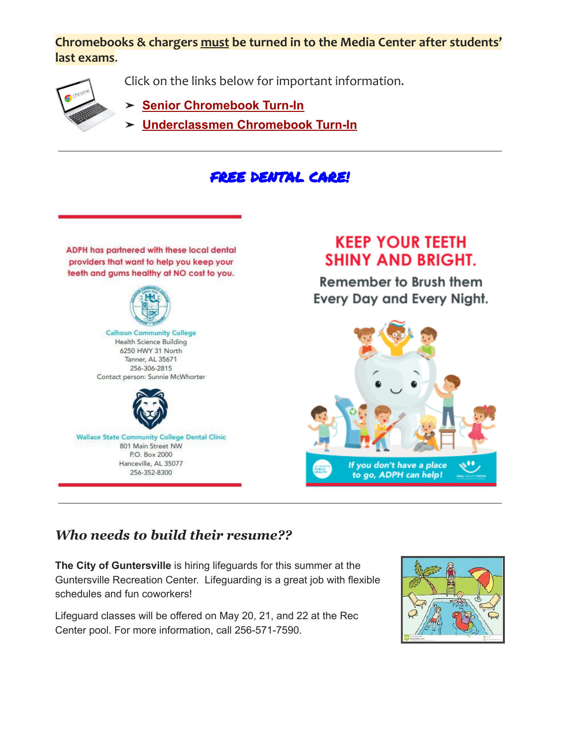**Chromebooks & chargers must be turned in to the Media Center after students' last exams.**

Click on the links below for important information.

- ➢ **Senior Chromebook Turn-In**
- ➢ **Underclassmen Chromebook Turn-In**

---

## FREE DENTAL CARE!

ADPH has partnered with these local dental providers that want to help you keep your teeth and gums healthy at NO cost to you.

Calhoun Community College
Health Science Building
6250 HWY 31 North
Tanner, AL 35671
256-306-2815
Contact person: Sunnie McWhorter

Wallace State Community College Dental Clinic
801 Main Street NW
P.O. Box 2000
Hanceville, AL 35077
256-352-8300

KEEP YOUR TEETH SHINY AND BRIGHT.

Remember to Brush them Every Day and Every Night.

*If you don't have a place to go, ADPH can help!*

---

### *Who needs to build their resume??*

**The City of Guntersville** is hiring lifeguards for this summer at the Guntersville Recreation Center. Lifeguarding is a great job with flexible schedules and fun coworkers!

Lifeguard classes will be offered on May 20, 21, and 22 at the Rec Center pool. For more information, call 256-571-7590.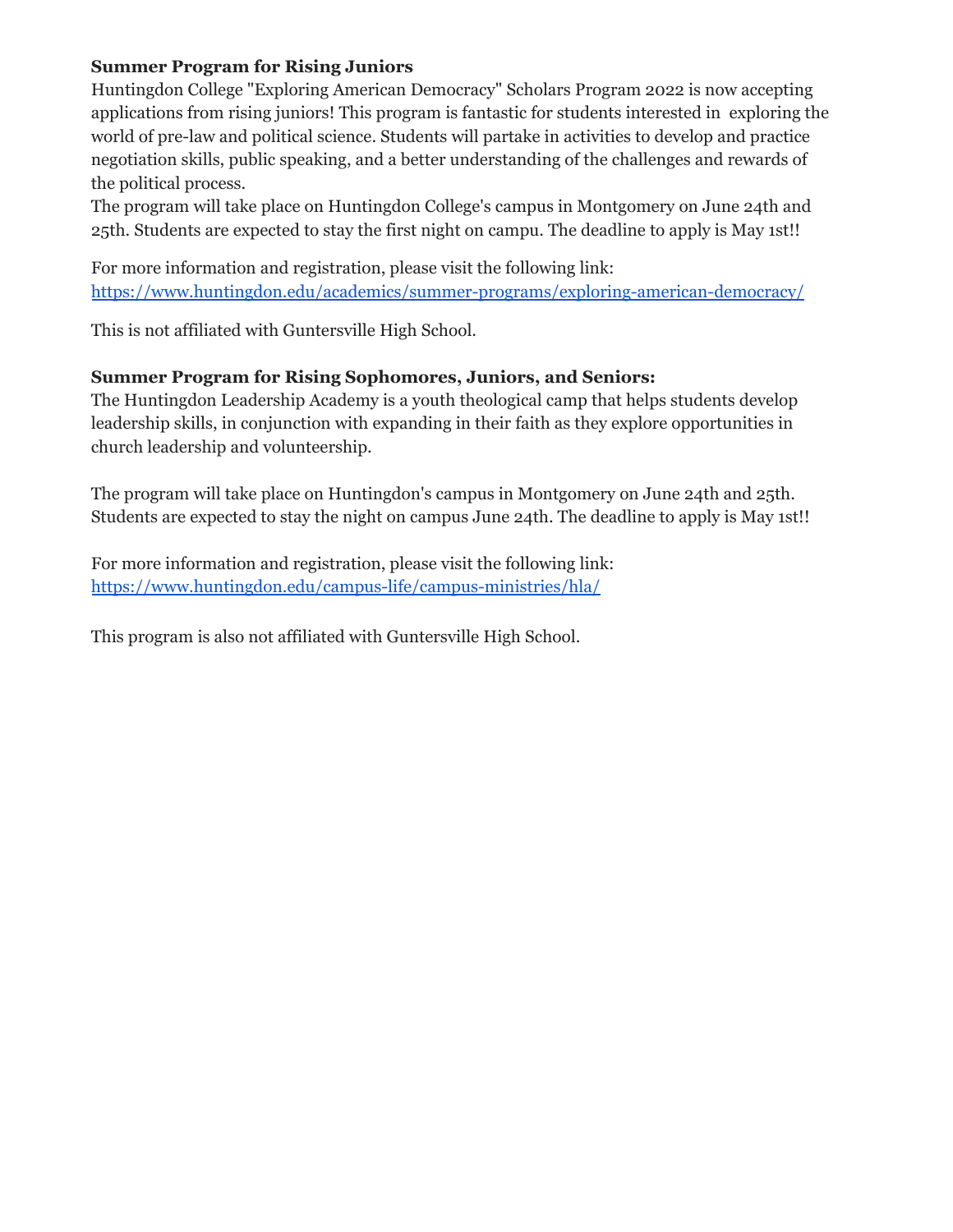**Summer Program for Rising Juniors**

Huntingdon College "Exploring American Democracy" Scholars Program 2022 is now accepting applications from rising juniors! This program is fantastic for students interested in exploring the world of pre-law and political science. Students will partake in activities to develop and practice negotiation skills, public speaking, and a better understanding of the challenges and rewards of the political process.

The program will take place on Huntingdon College's campus in Montgomery on June 24th and 25th. Students are expected to stay the first night on campu. The deadline to apply is May 1st!!

For more information and registration, please visit the following link:
https://www.huntingdon.edu/academics/summer-programs/exploring-american-democracy/

This is not affiliated with Guntersville High School.

**Summer Program for Rising Sophomores, Juniors, and Seniors:**

The Huntingdon Leadership Academy is a youth theological camp that helps students develop leadership skills, in conjunction with expanding in their faith as they explore opportunities in church leadership and volunteership.

The program will take place on Huntingdon's campus in Montgomery on June 24th and 25th. Students are expected to stay the night on campus June 24th. The deadline to apply is May 1st!!

For more information and registration, please visit the following link:
https://www.huntingdon.edu/campus-life/campus-ministries/hla/

This program is also not affiliated with Guntersville High School.